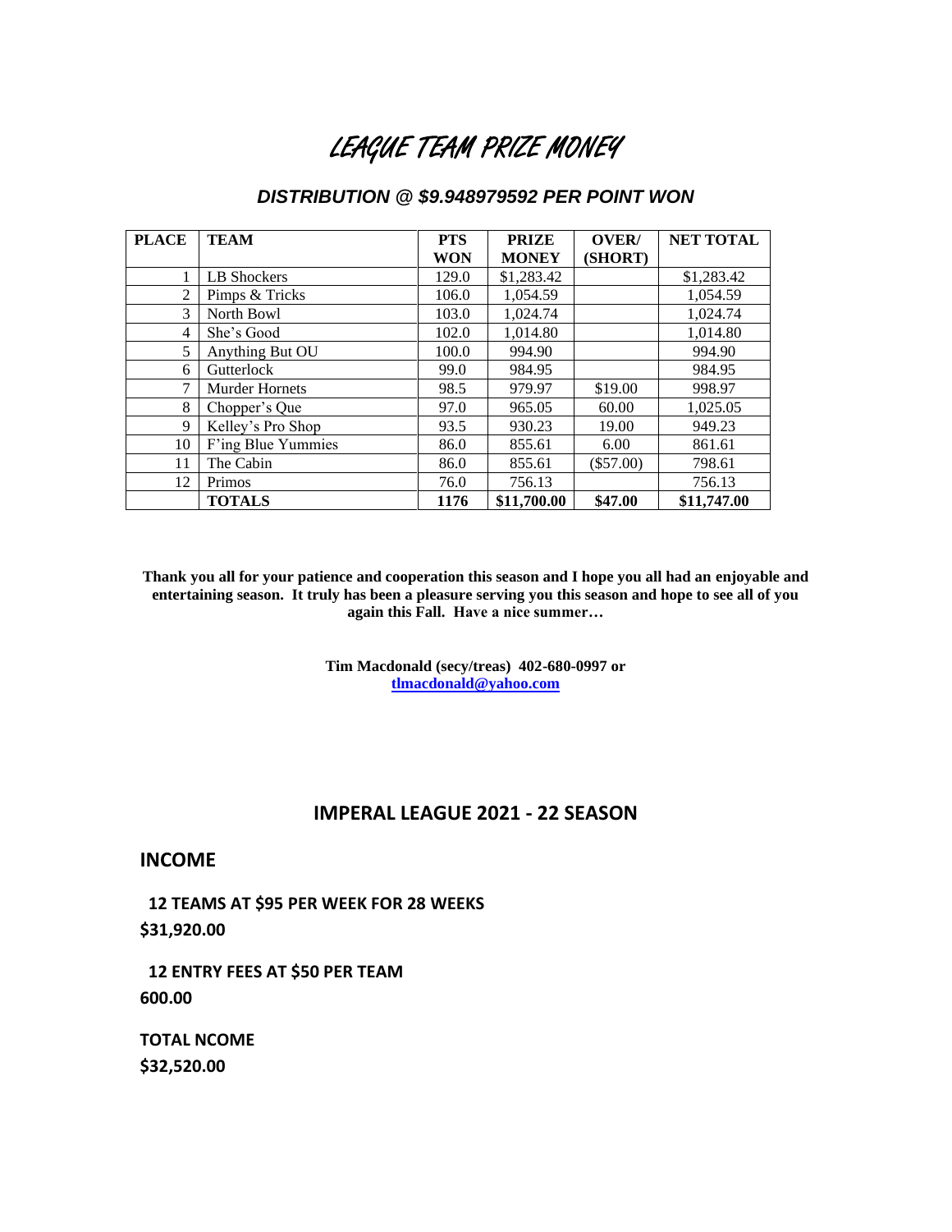# LEAGUE TEAM PRIZE MONEY

***DISTRIBUTION @ $9.948979592 PER POINT WON***

| PLACE | TEAM | PTS WON | PRIZE MONEY | OVER/ (SHORT) | NET TOTAL |
|---|---|---|---|---|---|
| 1 | LB Shockers | 129.0 | $1,283.42 | | $1,283.42 |
| 2 | Pimps & Tricks | 106.0 | 1,054.59 | | 1,054.59 |
| 3 | North Bowl | 103.0 | 1,024.74 | | 1,024.74 |
| 4 | She's Good | 102.0 | 1,014.80 | | 1,014.80 |
| 5 | Anything But OU | 100.0 | 994.90 | | 994.90 |
| 6 | Gutterlock | 99.0 | 984.95 | | 984.95 |
| 7 | Murder Hornets | 98.5 | 979.97 | $19.00 | 998.97 |
| 8 | Chopper's Que | 97.0 | 965.05 | 60.00 | 1,025.05 |
| 9 | Kelley's Pro Shop | 93.5 | 930.23 | 19.00 | 949.23 |
| 10 | F'ing Blue Yummies | 86.0 | 855.61 | 6.00 | 861.61 |
| 11 | The Cabin | 86.0 | 855.61 | ($57.00) | 798.61 |
| 12 | Primos | 76.0 | 756.13 | | 756.13 |
| | **TOTALS** | **1176** | **$11,700.00** | **$47.00** | **$11,747.00** |

**Thank you all for your patience and cooperation this season and I hope you all had an enjoyable and entertaining season. It truly has been a pleasure serving you this season and hope to see all of you again this Fall. Have a nice summer…**

**Tim Macdonald (secy/treas) 402-680-0997 or**
**tlmacdonald@yahoo.com**

## IMPERAL LEAGUE 2021 - 22 SEASON

### INCOME

**12 TEAMS AT $95 PER WEEK FOR 28 WEEKS**
**$31,920.00**

**12 ENTRY FEES AT $50 PER TEAM**
**600.00**

**TOTAL NCOME**
**$32,520.00**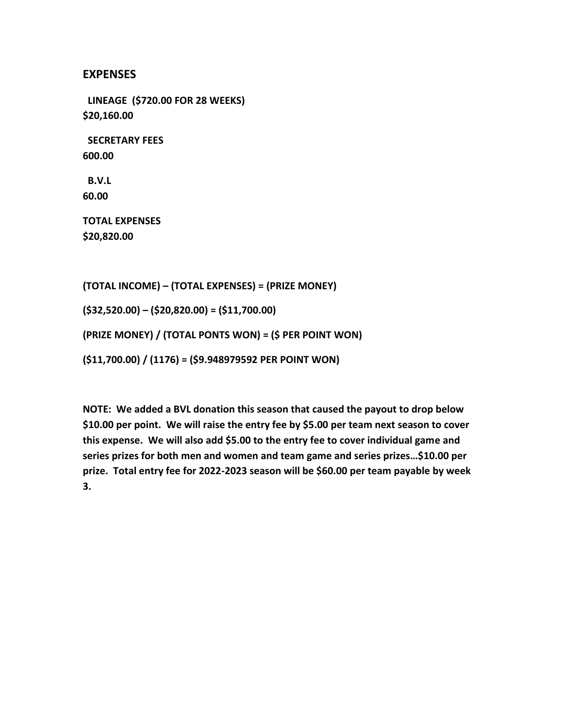## EXPENSES

**LINEAGE ($720.00 FOR 28 WEEKS)**
**$20,160.00**

**SECRETARY FEES**
**600.00**

**B.V.L**
**60.00**

**TOTAL EXPENSES**
**$20,820.00**

**(TOTAL INCOME) – (TOTAL EXPENSES) = (PRIZE MONEY)**

**($32,520.00) – ($20,820.00) = ($11,700.00)**

**(PRIZE MONEY) / (TOTAL PONTS WON) = ($ PER POINT WON)**

**($11,700.00) / (1176) = ($9.948979592 PER POINT WON)**

**NOTE: We added a BVL donation this season that caused the payout to drop below $10.00 per point. We will raise the entry fee by $5.00 per team next season to cover this expense. We will also add $5.00 to the entry fee to cover individual game and series prizes for both men and women and team game and series prizes…$10.00 per prize. Total entry fee for 2022-2023 season will be $60.00 per team payable by week 3.**